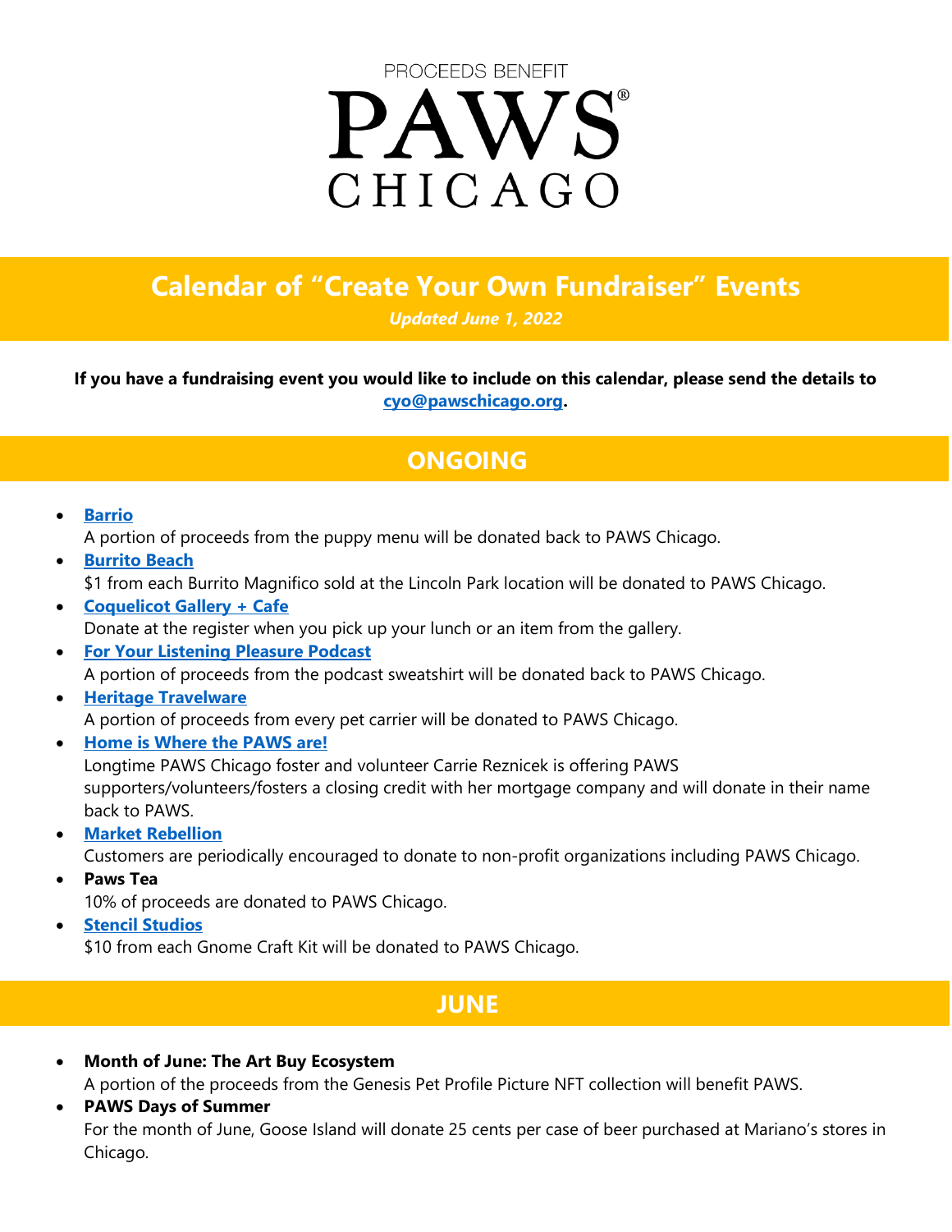PROCEEDS BENEFIT

# PAWS® CHICAGO

## Calendar of "Create Your Own Fundraiser" Events

*Updated June 1, 2022*

**If you have a fundraising event you would like to include on this calendar, please send the details to cyo@pawschicago.org.**

## ONGOING

- **Barrio**
  A portion of proceeds from the puppy menu will be donated back to PAWS Chicago.
- **Burrito Beach**
  $1 from each Burrito Magnifico sold at the Lincoln Park location will be donated to PAWS Chicago.
- **Coquelicot Gallery + Cafe**
  Donate at the register when you pick up your lunch or an item from the gallery.
- **For Your Listening Pleasure Podcast**
  A portion of proceeds from the podcast sweatshirt will be donated back to PAWS Chicago.
- **Heritage Travelware**
  A portion of proceeds from every pet carrier will be donated to PAWS Chicago.
- **Home is Where the PAWS are!**
  Longtime PAWS Chicago foster and volunteer Carrie Reznicek is offering PAWS supporters/volunteers/fosters a closing credit with her mortgage company and will donate in their name back to PAWS.
- **Market Rebellion**
  Customers are periodically encouraged to donate to non-profit organizations including PAWS Chicago.
- **Paws Tea**
  10% of proceeds are donated to PAWS Chicago.
- **Stencil Studios**
  $10 from each Gnome Craft Kit will be donated to PAWS Chicago.

## JUNE

- **Month of June: The Art Buy Ecosystem**
  A portion of the proceeds from the Genesis Pet Profile Picture NFT collection will benefit PAWS.
- **PAWS Days of Summer**
  For the month of June, Goose Island will donate 25 cents per case of beer purchased at Mariano's stores in Chicago.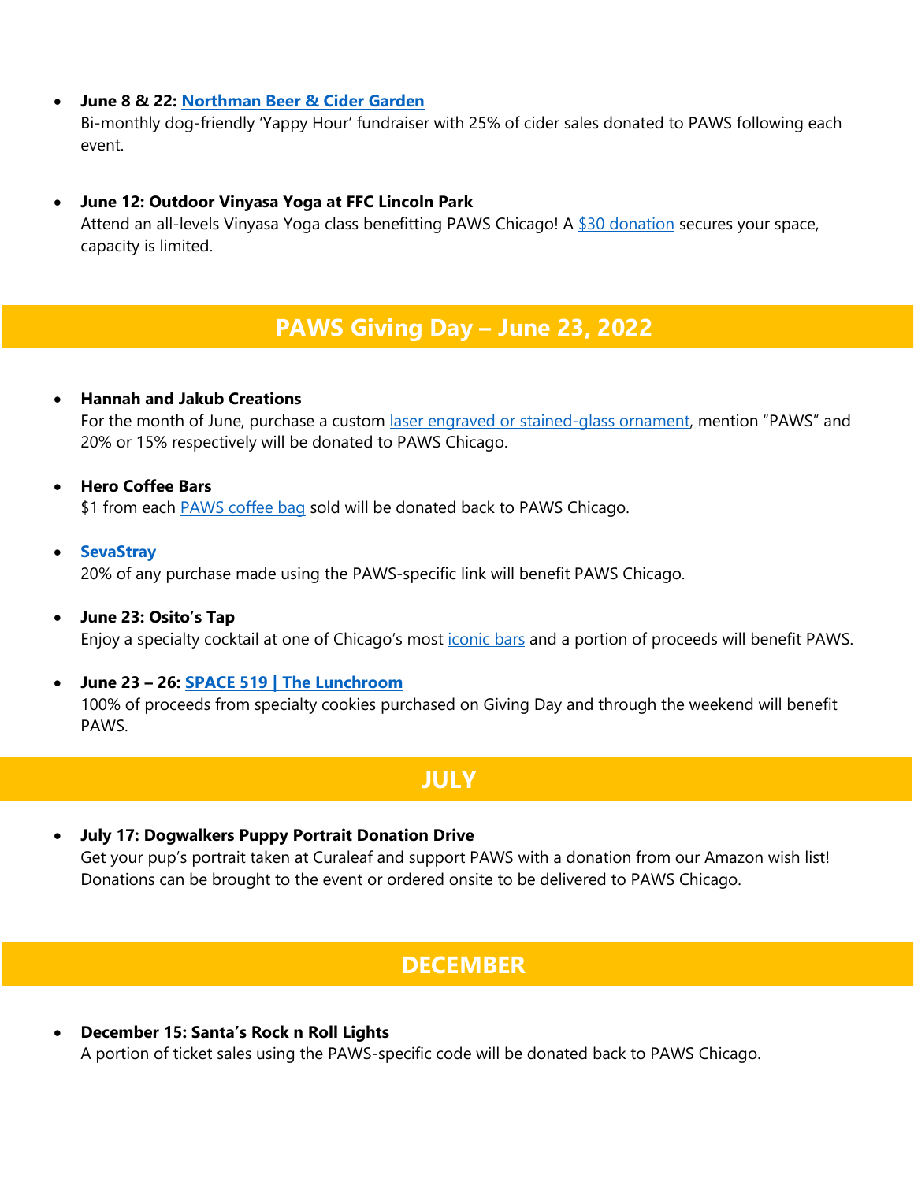- **June 8 & 22: Northman Beer & Cider Garden**
  Bi-monthly dog-friendly 'Yappy Hour' fundraiser with 25% of cider sales donated to PAWS following each event.

- **June 12: Outdoor Vinyasa Yoga at FFC Lincoln Park**
  Attend an all-levels Vinyasa Yoga class benefitting PAWS Chicago! A $30 donation secures your space, capacity is limited.

## PAWS Giving Day – June 23, 2022

- **Hannah and Jakub Creations**
  For the month of June, purchase a custom laser engraved or stained-glass ornament, mention "PAWS" and 20% or 15% respectively will be donated to PAWS Chicago.

- **Hero Coffee Bars**
  $1 from each PAWS coffee bag sold will be donated back to PAWS Chicago.

- **SevaStray**
  20% of any purchase made using the PAWS-specific link will benefit PAWS Chicago.

- **June 23: Osito's Tap**
  Enjoy a specialty cocktail at one of Chicago's most iconic bars and a portion of proceeds will benefit PAWS.

- **June 23 – 26: SPACE 519 | The Lunchroom**
  100% of proceeds from specialty cookies purchased on Giving Day and through the weekend will benefit PAWS.

## JULY

- **July 17: Dogwalkers Puppy Portrait Donation Drive**
  Get your pup's portrait taken at Curaleaf and support PAWS with a donation from our Amazon wish list! Donations can be brought to the event or ordered onsite to be delivered to PAWS Chicago.

## DECEMBER

- **December 15: Santa's Rock n Roll Lights**
  A portion of ticket sales using the PAWS-specific code will be donated back to PAWS Chicago.